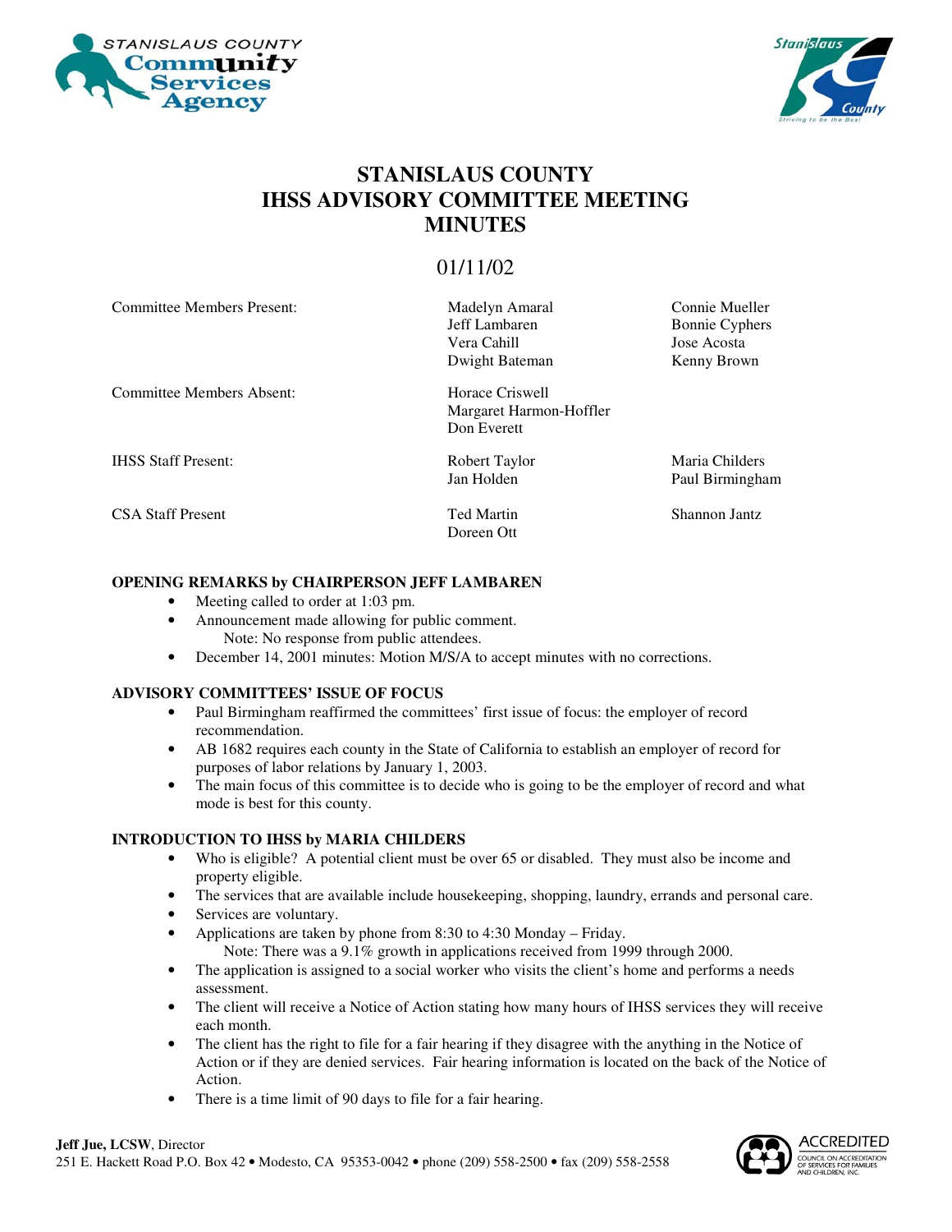# STANISLAUS COUNTY
# IHSS ADVISORY COMMITTEE MEETING
# MINUTES

## 01/11/02

| | | |
|---|---|---|
| Committee Members Present: | Madelyn Amaral<br>Jeff Lambaren<br>Vera Cahill<br>Dwight Bateman | Connie Mueller<br>Bonnie Cyphers<br>Jose Acosta<br>Kenny Brown |
| Committee Members Absent: | Horace Criswell<br>Margaret Harmon-Hoffler<br>Don Everett | |
| IHSS Staff Present: | Robert Taylor<br>Jan Holden | Maria Childers<br>Paul Birmingham |
| CSA Staff Present | Ted Martin<br>Doreen Ott | Shannon Jantz |

### OPENING REMARKS by CHAIRPERSON JEFF LAMBAREN

- Meeting called to order at 1:03 pm.
- Announcement made allowing for public comment.
  Note: No response from public attendees.
- December 14, 2001 minutes: Motion M/S/A to accept minutes with no corrections.

### ADVISORY COMMITTEES' ISSUE OF FOCUS

- Paul Birmingham reaffirmed the committees' first issue of focus: the employer of record recommendation.
- AB 1682 requires each county in the State of California to establish an employer of record for purposes of labor relations by January 1, 2003.
- The main focus of this committee is to decide who is going to be the employer of record and what mode is best for this county.

### INTRODUCTION TO IHSS by MARIA CHILDERS

- Who is eligible? A potential client must be over 65 or disabled. They must also be income and property eligible.
- The services that are available include housekeeping, shopping, laundry, errands and personal care.
- Services are voluntary.
- Applications are taken by phone from 8:30 to 4:30 Monday – Friday.
  Note: There was a 9.1% growth in applications received from 1999 through 2000.
- The application is assigned to a social worker who visits the client's home and performs a needs assessment.
- The client will receive a Notice of Action stating how many hours of IHSS services they will receive each month.
- The client has the right to file for a fair hearing if they disagree with the anything in the Notice of Action or if they are denied services. Fair hearing information is located on the back of the Notice of Action.
- There is a time limit of 90 days to file for a fair hearing.

**Jeff Jue, LCSW**, Director
251 E. Hackett Road P.O. Box 42 • Modesto, CA 95353-0042 • phone (209) 558-2500 • fax (209) 558-2558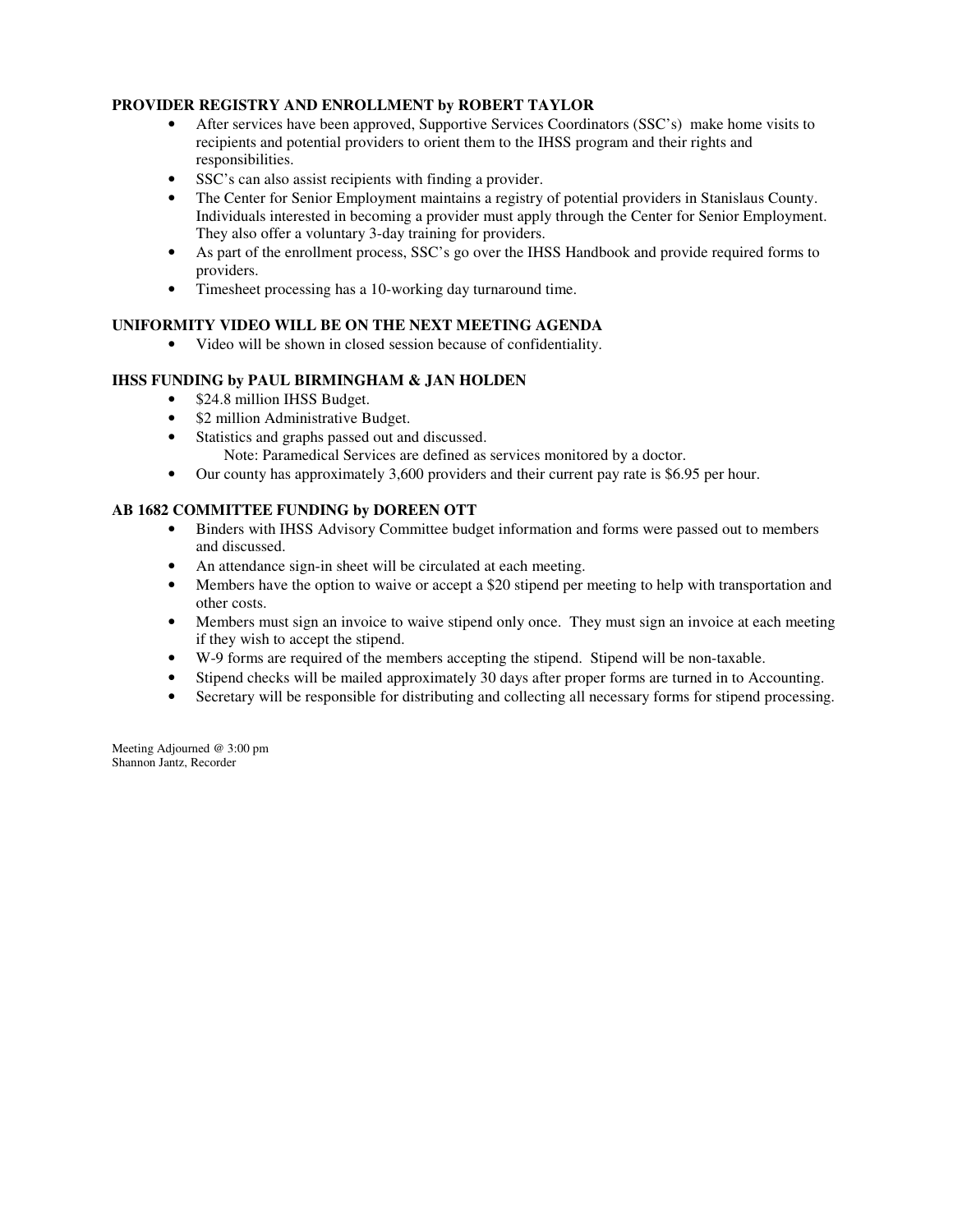**PROVIDER REGISTRY AND ENROLLMENT by ROBERT TAYLOR**

- After services have been approved, Supportive Services Coordinators (SSC's) make home visits to recipients and potential providers to orient them to the IHSS program and their rights and responsibilities.
- SSC's can also assist recipients with finding a provider.
- The Center for Senior Employment maintains a registry of potential providers in Stanislaus County. Individuals interested in becoming a provider must apply through the Center for Senior Employment. They also offer a voluntary 3-day training for providers.
- As part of the enrollment process, SSC's go over the IHSS Handbook and provide required forms to providers.
- Timesheet processing has a 10-working day turnaround time.

**UNIFORMITY VIDEO WILL BE ON THE NEXT MEETING AGENDA**

- Video will be shown in closed session because of confidentiality.

**IHSS FUNDING by PAUL BIRMINGHAM & JAN HOLDEN**

- $24.8 million IHSS Budget.
- $2 million Administrative Budget.
- Statistics and graphs passed out and discussed.
  Note: Paramedical Services are defined as services monitored by a doctor.
- Our county has approximately 3,600 providers and their current pay rate is $6.95 per hour.

**AB 1682 COMMITTEE FUNDING by DOREEN OTT**

- Binders with IHSS Advisory Committee budget information and forms were passed out to members and discussed.
- An attendance sign-in sheet will be circulated at each meeting.
- Members have the option to waive or accept a $20 stipend per meeting to help with transportation and other costs.
- Members must sign an invoice to waive stipend only once. They must sign an invoice at each meeting if they wish to accept the stipend.
- W-9 forms are required of the members accepting the stipend. Stipend will be non-taxable.
- Stipend checks will be mailed approximately 30 days after proper forms are turned in to Accounting.
- Secretary will be responsible for distributing and collecting all necessary forms for stipend processing.

Meeting Adjourned @ 3:00 pm
Shannon Jantz, Recorder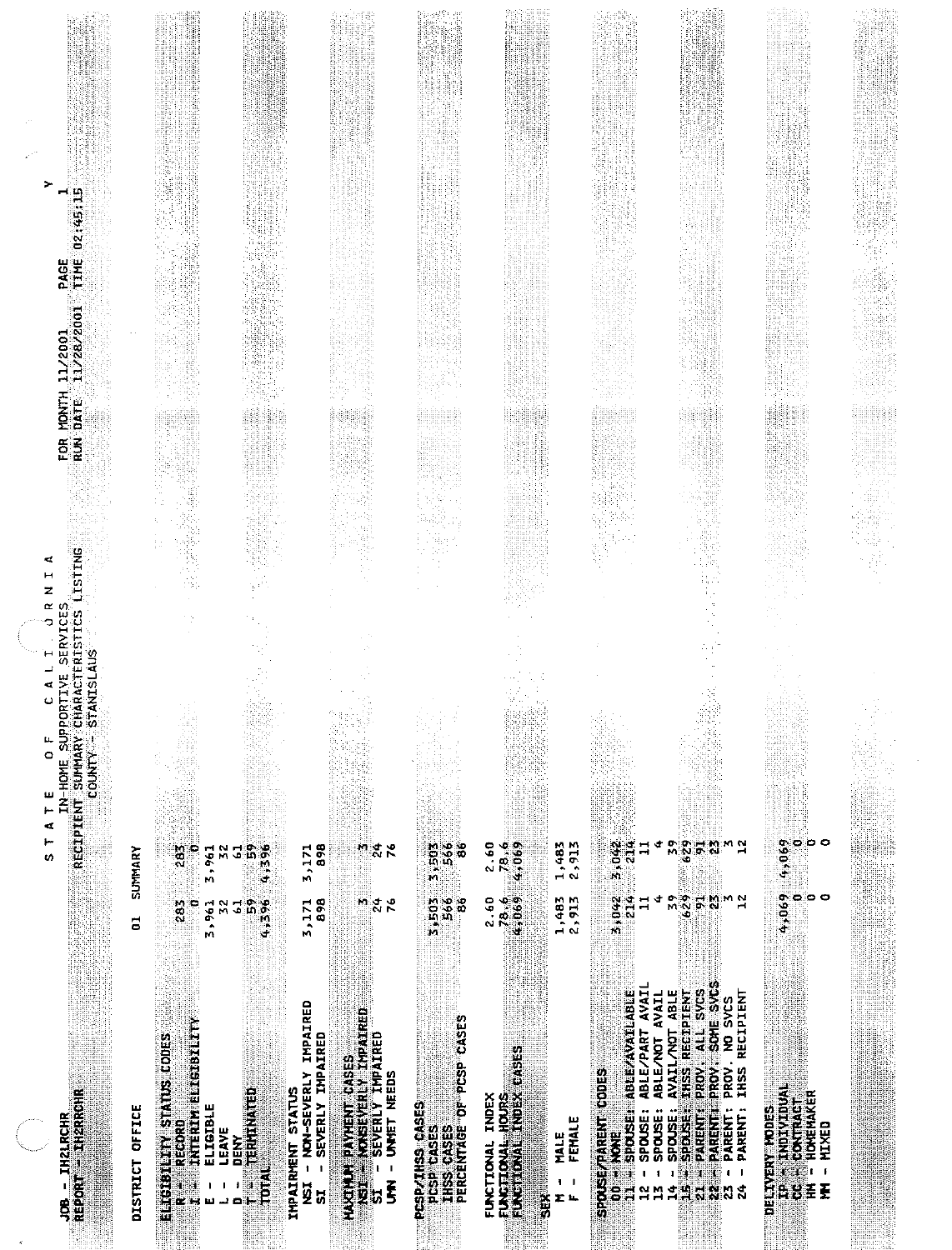STATE OF CALIFORNIA
IN-HOME SUPPORTIVE SERVICES
RECIPIENT SUMMARY CHARACTERISTICS LISTING
COUNTY - STANISLAUS

JOB - IH2LRCHR
REPORT - IH2RRCHR

FOR MONTH 11/2001 PAGE 1
RUN DATE 11/28/2001 TIME 02:45:15

| DISTRICT OFFICE | 01 | SUMMARY |
|---|---|---|
| **ELIGIBILITY STATUS CODES** | | |
| R - RECORD | 283 | 283 |
| I - INTERIM ELIGIBILITY | 0 | 0 |
| E - ELIGIBLE | 3,961 | 3,961 |
| L - LEAVE | 32 | 32 |
| D - DENY | 61 | 61 |
| T - TERMINATED | 59 | 59 |
| TOTAL | 4,396 | 4,396 |
| **IMPAIRMENT STATUS** | | |
| NSI - NON-SEVERLY IMPAIRED | 3,171 | 3,171 |
| SI - SEVERLY IMPAIRED | 898 | 898 |
| **MAXIMUM PAYMENT CASES** | | |
| NSI - NONSEVERLY IMPAIRED | 3 | 3 |
| SI - SEVERLY IMPAIRED | 24 | 24 |
| UMN - UNMET NEEDS | 76 | 76 |
| **PCSP/IHSS CASES** | | |
| PCSP CASES | 3,503 | 3,503 |
| IHSS CASES | 566 | 566 |
| PERCENTAGE OF PCSP CASES | 86 | 86 |
| FUNCTIONAL INDEX | 2.60 | 2.60 |
| FUNCTIONAL HOURS | 78.6 | 78.6 |
| FUNCTIONAL INDEX CASES | 4,069 | 4,069 |
| **SEX** | | |
| M - MALE | 1,483 | 1,483 |
| F - FEMALE | 2,913 | 2,913 |
| **SPOUSE/PARENT CODES** | | |
| 00 - NONE | 3,042 | 3,042 |
| 11 - SPOUSE: ABLE/AVAILABLE | 214 | 214 |
| 12 - SPOUSE: ABLE/PART AVAIL | 11 | 11 |
| 13 - SPOUSE: ABLE/NOT AVAIL | 4 | 4 |
| 14 - SPOUSE: AVAIL/NOT ABLE | 39 | 39 |
| 15 - SPOUSE: IHSS RECIPIENT | 629 | 629 |
| 21 - PARENT: PROV. ALL SVCS | 91 | 91 |
| 22 - PARENT: PROV. SOME SVCS | 23 | 23 |
| 23 - PARENT: PROV. NO SVCS | 3 | 3 |
| 24 - PARENT: IHSS RECIPIENT | 12 | 12 |
| **DELIVERY MODES** | | |
| IP - INDIVIDUAL | 4,069 | 4,069 |
| CC - CONTRACT | 0 | 0 |
| HM - HOMEMAKER | 0 | 0 |
| MM - MIXED | 0 | 0 |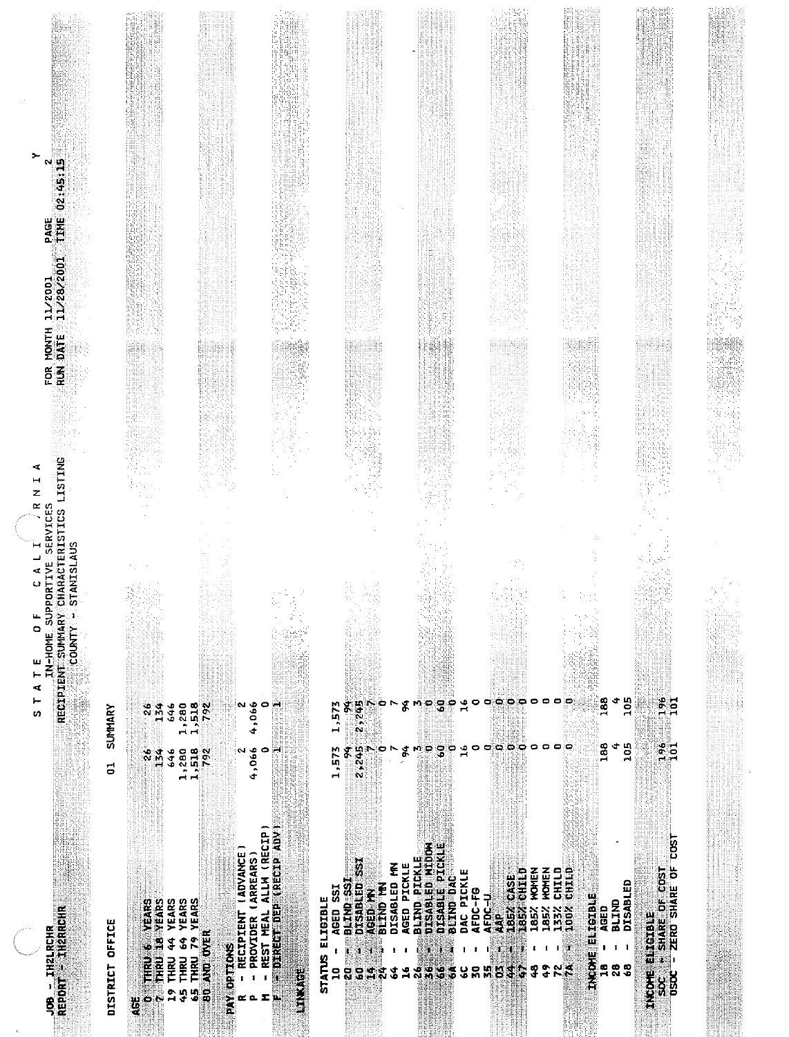JOB - IH2LRCHR
REPORT - IH2RRCHR

# STATE OF CALIFORNIA
## IN-HOME SUPPORTIVE SERVICES
## RECIPIENT SUMMARY CHARACTERISTICS LISTING
### COUNTY - STANISLAUS

FOR MONTH 11/2001 PAGE 2 Y
RUN DATE 11/28/2001 TIME 02:45:15

| DISTRICT OFFICE | 01 | SUMMARY |
|---|---|---|
| **AGE** | | |
| 0 THRU 6 YEARS | 26 | 26 |
| 7 THRU 18 YEARS | 134 | 134 |
| 19 THRU 44 YEARS | 646 | 646 |
| 45 THRU 64 YEARS | 1,280 | 1,280 |
| 65 THRU 79 YEARS | 1,518 | 1,518 |
| 80 AND OVER | 792 | 792 |
| **PAY OPTIONS** | | |
| R - RECIPIENT (ADVANCE) | 2 | 2 |
| P - PROVIDER (ARREARS) | 4,066 | 4,066 |
| M - REST MEAL ALLW (RECIP) | 0 | 0 |
| F - DIRECT DEP (RECIP ADV) | 1 | 1 |
| **LINKAGE** | | |
| **STATUS ELIGIBLE** | | |
| 10 - AGED SSI | 1,573 | 1,573 |
| 20 - BLIND SSI | 94 | 94 |
| 60 - DISABLED SSI | 2,245 | 2,245 |
| 14 - AGED MN | 7 | 7 |
| 24 - BLIND MN | 0 | 0 |
| 64 - DISABLED MN | 7 | 7 |
| 16 - AGED PICKLE | 94 | 94 |
| 26 - BLIND PICKLE | 3 | 3 |
| 36 - DISABLED WIDOW | 0 | 0 |
| 66 - DISABLE PICKLE | 60 | 60 |
| 6A - BLIND DAC | 0 | 0 |
| 6C - DAC PICKLE | 16 | 16 |
| 30 - AFDC-FG | 0 | 0 |
| 35 - AFDC-U | 0 | 0 |
| 03 - AAP | 0 | 0 |
| 44 - 185% CASE | 0 | 0 |
| 47 - 185% CHILD | 0 | 0 |
| 48 - 185% WOMEN | 0 | 0 |
| 49 - 185% WOMEN | 0 | 0 |
| 72 - 133% CHILD | 0 | 0 |
| 7A - 100% CHILD | 0 | 0 |
| **INCOME ELIGIBLE** | | |
| 18 - AGED | 188 | 188 |
| 28 - BLIND | 4 | 4 |
| 68 - DISABLED | 105 | 105 |
| **INCOME ELIGIBLE** | | |
| SOC - SHARE OF COST | 196 | 196 |
| 0SOC - ZERO SHARE OF COST | 101 | 101 |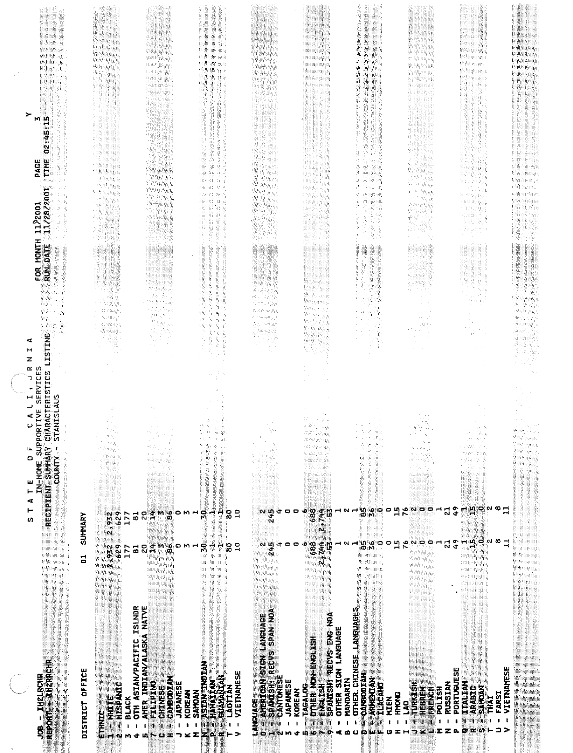JOB - IH2LRCHR
REPORT - IH2RRCHR

STATE OF CALIFORNIA
IN-HOME SUPPORTIVE SERVICES
RECIPIENT SUMMARY CHARACTERISTICS LISTING
COUNTY - STANISLAUS

FOR MONTH 11/2001 PAGE 3
RUN DATE 11/28/2001 TIME 02:45:15

Y

| DISTRICT OFFICE | 01 | SUMMARY |
|---|---|---|
| **ETHNIC** | | |
| 1 - WHITE | 2,932 | 2,932 |
| 2 - HISPANIC | 629 | 629 |
| 3 - BLACK | 177 | 177 |
| 4 - OTH ASIAN/PACIFIC ISLNDR | 81 | 81 |
| 5 - AMER INDIAN/ALASKA NATVE | 20 | 20 |
| 7 - FILIPINO | 14 | 14 |
| C - CHINESE | 3 | 3 |
| H - CAMBODIAN | 86 | 86 |
| J - JAPANESE | 0 | 0 |
| K - KOREAN | 3 | 3 |
| M - SAMOAN | 1 | 1 |
| N - ASIAN INDIAN | 30 | 30 |
| P - HAWAIIAN | 1 | 1 |
| R - GUAMANIAN | 1 | 1 |
| T - LAOTIAN | 80 | 80 |
| V - VIETNAMESE | 10 | 10 |
| **LANGUAGE** | | |
| 0 - AMERICAN SIGN LANGUAGE | 2 | 2 |
| 1 - SPANISH: RECVS SPAN NOA | 245 | 245 |
| 2 - CANTONESE | 4 | 4 |
| 3 - JAPANESE | 0 | 0 |
| 4 - KOREAN | 0 | 0 |
| 5 - TAGALOG | 6 | 6 |
| 6 - OTHER NON-ENGLISH | 688 | 688 |
| 7 - ENGLISH | 2,744 | 2,744 |
| 9 - SPANISH: RECVS ENG NOA | 53 | 53 |
| A - OTHER SIGN LANGUAGE | 1 | 1 |
| B - MANDARIN | 2 | 2 |
| C - OTHER CHINESE LANGUAGES | 1 | 1 |
| D - CAMBODIAN | 85 | 85 |
| E - ARMENIAN | 36 | 36 |
| F - ILACANO | 0 | 0 |
| G - MIEN | 0 | 0 |
| H - HMONG | 15 | 15 |
| I - LAO | 76 | 76 |
| J - TURKISH | 2 | 2 |
| K - HEBREW | 0 | 0 |
| L - FRENCH | 0 | 0 |
| M - POLISH | 1 | 1 |
| N - RUSSIAN | 21 | 21 |
| P - PORTUGUESE | 49 | 49 |
| Q - ITALIAN | 1 | 1 |
| R - ARABIC | 15 | 15 |
| S - SAMOAN | 0 | 0 |
| T - THAI | 2 | 2 |
| U - FARSI | 8 | 8 |
| V - VIETNAMESE | 11 | 11 |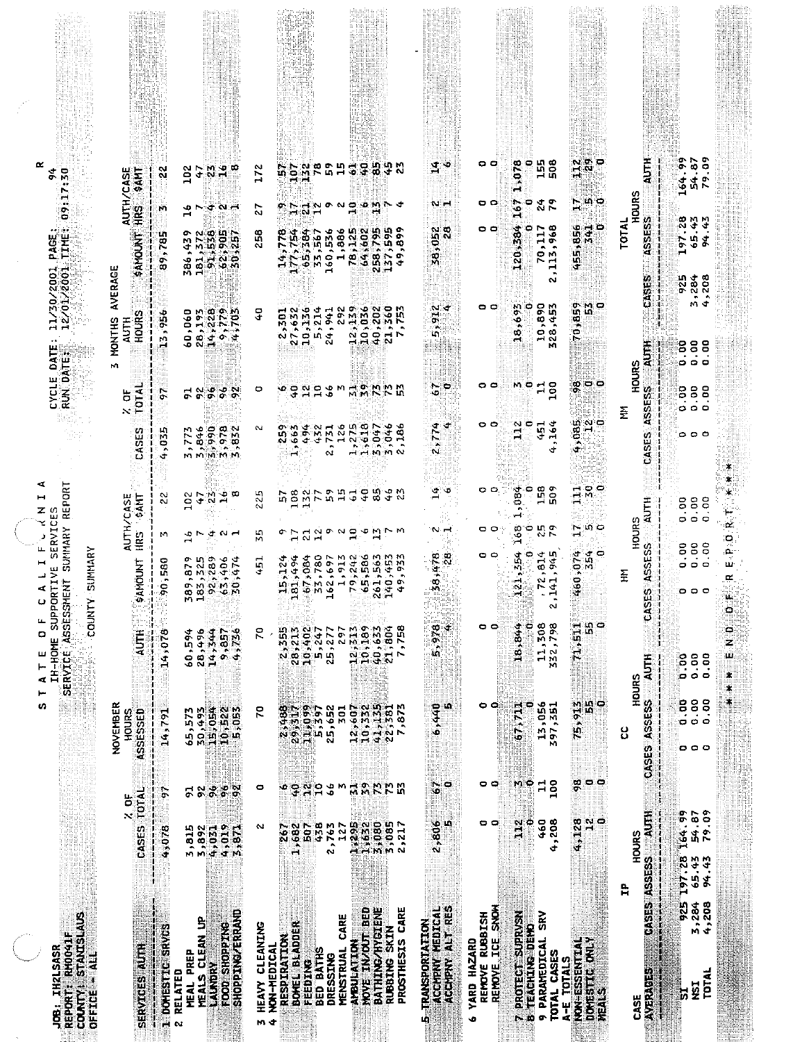JOB: IH2LSASR
REPORT: RM0041F
COUNTY: STANISLAUS
OFFICE - ALL

# STATE OF CALIFORNIA
## IH-HOME SUPPORTIVE SERVICES
## SERVICE ASSESSMENT SUMMARY REPORT
### COUNTY SUMMARY

CYCLE DATE: 11/30/2001 PAGE: 94
RUN DATE: 12/01/2001 TIME: 09:17:30

| SERVICES AUTH | NOVEMBER CASES | % OF TOTAL | HOURS ASSESSED | AUTH | $AMOUNT | AUTH/CASE HRS | AUTH/CASE $AMT | 3 MONTHS AVERAGE CASES | % OF TOTAL | AUTH HOURS | $AMOUNT | AUTH/CASE HRS | AUTH/CASE $AMT |
|---|---|---|---|---|---|---|---|---|---|---|---|---|---|
| 1 DOMESTIC SRVCS | 4,078 | 97 | 14,791 | 14,078 | 90,580 | 3 | 22 | 4,035 | 97 | 13,956 | 89,785 | 3 | 22 |
| 2 RELATED | | | | | | | | | | | | | |
| MEAL PREP | 3,815 | 91 | 65,573 | 60,594 | 389,879 | 16 | 102 | 3,773 | 91 | 60,060 | 386,439 | 16 | 102 |
| MEALS CLEAN UP | 3,892 | 92 | 30,493 | 28,496 | 183,325 | 7 | 47 | 3,846 | 92 | 28,193 | 181,372 | 7 | 47 |
| LAUNDRY | 4,031 | 96 | 15,054 | 14,344 | 92,289 | 4 | 23 | 3,990 | 96 | 14,228 | 91,538 | 4 | 23 |
| FOOD SHOPPING | 4,019 | 96 | 10,522 | 9,857 | 63,406 | 2 | 16 | 3,978 | 96 | 9,779 | 62,905 | 2 | 16 |
| SHOPPING/ERRAND | 3,871 | 92 | 5,053 | 4,736 | 30,474 | 1 | 8 | 3,832 | 92 | 4,703 | 30,257 | 1 | 8 |
| 3 HEAVY CLEANING | 2 | 0 | 70 | 70 | 451 | 35 | 225 | 2 | 0 | 40 | 258 | 27 | 172 |
| 4 NON-MEDICAL | | | | | | | | | | | | | |
| RESPIRATION | 267 | 6 | 2,488 | 2,355 | 15,124 | 9 | 57 | 259 | 6 | 2,301 | 14,778 | 9 | 57 |
| BOWEL BLADDER | 1,682 | 40 | 29,317 | 28,213 | 181,494 | 17 | 108 | 1,663 | 40 | 27,632 | 177,754 | 17 | 107 |
| FEEDING | 507 | 12 | 11,099 | 10,402 | 67,084 | 21 | 132 | 494 | 12 | 10,136 | 65,384 | 21 | 132 |
| BED BATHS | 438 | 10 | 5,397 | 5,247 | 33,780 | 12 | 77 | 432 | 10 | 5,214 | 33,567 | 12 | 78 |
| DRESSING | 2,763 | 66 | 25,652 | 25,277 | 162,697 | 9 | 59 | 2,731 | 66 | 24,941 | 160,536 | 9 | 59 |
| MENSTRUAL CARE | 127 | 3 | 301 | 297 | 1,913 | 2 | 15 | 126 | 3 | 292 | 1,886 | 2 | 15 |
| AMBULATION | 1,298 | 31 | 12,607 | 12,313 | 79,242 | 10 | 61 | 1,275 | 31 | 12,139 | 78,125 | 10 | 61 |
| MOVE IN/OUT BED | 1,632 | 39 | 10,332 | 10,189 | 65,586 | 6 | 40 | 1,618 | 39 | 10,036 | 64,602 | 6 | 40 |
| BATHING/HYGIENE | 3,080 | 73 | 41,135 | 40,633 | 261,563 | 13 | 85 | 3,047 | 73 | 40,202 | 258,795 | 13 | 85 |
| RUBBING SKIN | 3,085 | 73 | 22,381 | 21,804 | 140,453 | 7 | 46 | 3,046 | 73 | 21,360 | 137,595 | 7 | 45 |
| PROSTHESIS CARE | 2,217 | 53 | 7,873 | 7,758 | 49,933 | 3 | 23 | 2,186 | 53 | 7,753 | 49,899 | 4 | 23 |
| 5 TRANSPORTATION | | | | | | | | | | | | | |
| ACCMPNY MEDICAL | 2,806 | 67 | 6,440 | 5,978 | 38,478 | 2 | 14 | 2,774 | 67 | 5,912 | 38,052 | 2 | 14 |
| ACCMPNY ALT RES | 5 | 0 | 5 | 4 | 28 | 1 | 6 | 4 | 0 | 4 | 28 | 1 | 6 |
| 6 YARD HAZARD | | | | | | | | | | | | | |
| REMOVE RUBBISH | 0 | 0 | 0 | 0 | 0 | 0 | 0 | 0 | 0 | 0 | 0 | 0 | 0 |
| REMOVE ICE SNOW | 0 | 0 | 0 | 0 | 0 | 0 | 0 | 0 | 0 | 0 | 0 | 0 | 0 |
| 7 PROTECT SUPRVSN | 112 | 3 | 67,711 | 18,844 | 121,254 | 168 | 1,084 | 112 | 3 | 18,695 | 120,384 | 167 | 1,078 |
| 8 TEACHING-DEMO | 0 | 0 | 0 | 0 | 0 | 0 | 0 | 0 | 0 | 0 | 0 | 0 | 0 |
| 9 PARAMEDICAL SRV | 460 | 11 | 13,056 | 11,308 | 72,814 | 25 | 158 | 451 | 11 | 10,890 | 70,117 | 24 | 155 |
| TOTAL CASES | 4,208 | 100 | 397,351 | 332,798 | 2,141,945 | 79 | 509 | 4,164 | 100 | 328,453 | 2,113,968 | 79 | 508 |
| A-E TOTALS | | | | | | | | | | | | | |
| NON-ESSENTIAL | 4,128 | 98 | 75,913 | 71,511 | 460,074 | 17 | 111 | 4,085 | 98 | 70,859 | 455,856 | 17 | 112 |
| DOMESTIC ONLY | 12 | 0 | 55 | 55 | 354 | 5 | 30 | 12 | 0 | 53 | 341 | 5 | 29 |
| MEALS | 0 | 0 | 0 | 0 | 0 | 0 | 0 | 0 | 0 | 0 | 0 | 0 | 0 |

| CASE AVERAGES | IP CASES | IP HOURS ASSESS | IP HOURS AUTH | CC CASES | CC HOURS ASSESS | CC HOURS AUTH | HM CASES | HM HOURS ASSESS | HM HOURS AUTH | MM CASES | MM HOURS ASSESS | MM HOURS AUTH | TOTAL CASES | TOTAL HOURS ASSESS | TOTAL HOURS AUTH |
|---|---|---|---|---|---|---|---|---|---|---|---|---|---|---|---|
| SI | 925 | 197.28 | 164.99 | 0 | 0.00 | 0.00 | 0 | 0.00 | 0.00 | 0 | 0.00 | 0.00 | 925 | 197.28 | 164.99 |
| NSI | 3,284 | 65.43 | 54.87 | 0 | 0.00 | 0.00 | 0 | 0.00 | 0.00 | 0 | 0.00 | 0.00 | 3,284 | 65.43 | 54.87 |
| TOTAL | 4,208 | 94.43 | 79.09 | 0 | 0.00 | 0.00 | 0 | 0.00 | 0.00 | 0 | 0.00 | 0.00 | 4,208 | 94.43 | 79.09 |

\* \* \* E N D O F R E P O R T \* \* \*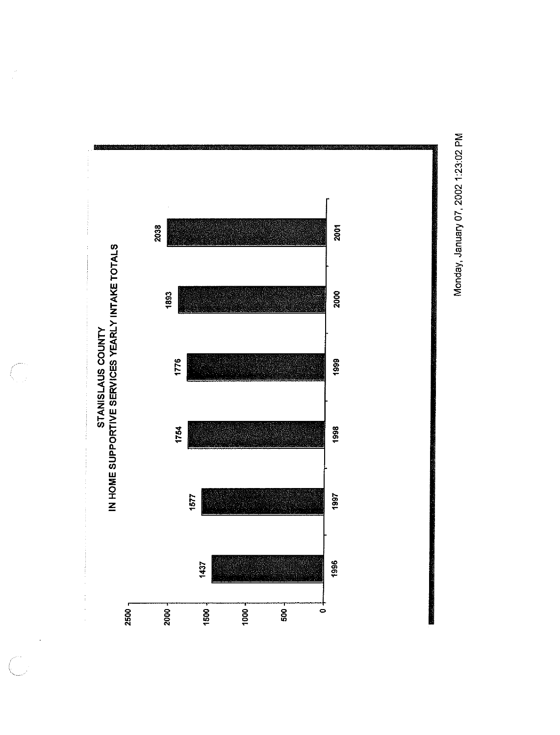STANISLAUS COUNTY

IN HOME SUPPORTIVE SERVICES YEARLY INTAKE TOTALS

2500

2000

1500

1000

500

0

1437

1577

1754

1776

1893

2038

1996

1997

1998

1999

2000

2001

Monday, January 07, 2002 1:23:02 PM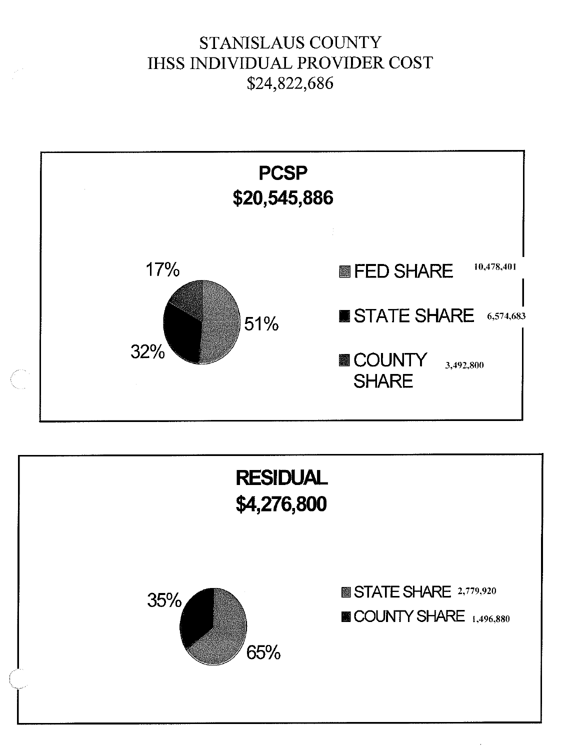# STANISLAUS COUNTY
# IHSS INDIVIDUAL PROVIDER COST
# $24,822,686

## PCSP
## $20,545,886

17%

51%

32%

FED SHARE 10,478,401

STATE SHARE 6,574,683

COUNTY SHARE 3,492,800

## RESIDUAL
## $4,276,800

35%

65%

STATE SHARE 2,779,920

COUNTY SHARE 1,496,880